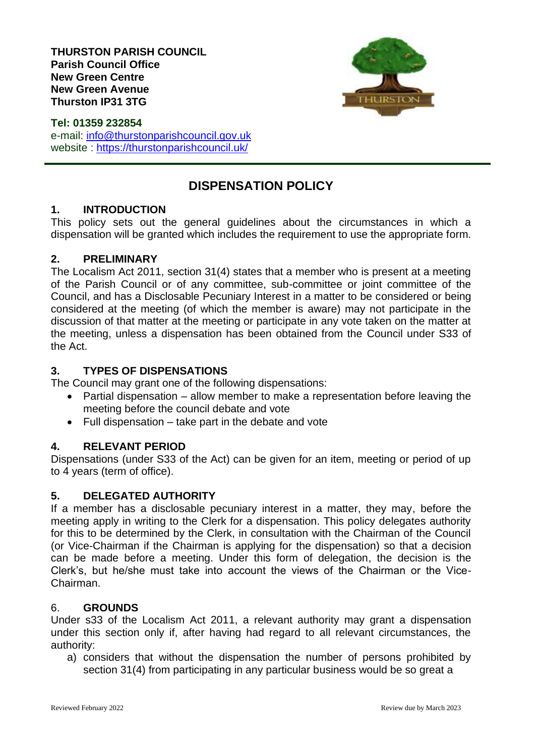**THURSTON PARISH COUNCIL**
**Parish Council Office**
**New Green Centre**
**New Green Avenue**
**Thurston IP31 3TG**

**Tel: 01359 232854**
e-mail: info@thurstonparishcouncil.gov.uk
website : https://thurstonparishcouncil.uk/

# DISPENSATION POLICY

## 1. INTRODUCTION

This policy sets out the general guidelines about the circumstances in which a dispensation will be granted which includes the requirement to use the appropriate form.

## 2. PRELIMINARY

The Localism Act 2011, section 31(4) states that a member who is present at a meeting of the Parish Council or of any committee, sub-committee or joint committee of the Council, and has a Disclosable Pecuniary Interest in a matter to be considered or being considered at the meeting (of which the member is aware) may not participate in the discussion of that matter at the meeting or participate in any vote taken on the matter at the meeting, unless a dispensation has been obtained from the Council under S33 of the Act.

## 3. TYPES OF DISPENSATIONS

The Council may grant one of the following dispensations:

- Partial dispensation – allow member to make a representation before leaving the meeting before the council debate and vote
- Full dispensation – take part in the debate and vote

## 4. RELEVANT PERIOD

Dispensations (under S33 of the Act) can be given for an item, meeting or period of up to 4 years (term of office).

## 5. DELEGATED AUTHORITY

If a member has a disclosable pecuniary interest in a matter, they may, before the meeting apply in writing to the Clerk for a dispensation. This policy delegates authority for this to be determined by the Clerk, in consultation with the Chairman of the Council (or Vice-Chairman if the Chairman is applying for the dispensation) so that a decision can be made before a meeting. Under this form of delegation, the decision is the Clerk's, but he/she must take into account the views of the Chairman or the Vice-Chairman.

## 6. GROUNDS

Under s33 of the Localism Act 2011, a relevant authority may grant a dispensation under this section only if, after having had regard to all relevant circumstances, the authority:

a) considers that without the dispensation the number of persons prohibited by section 31(4) from participating in any particular business would be so great a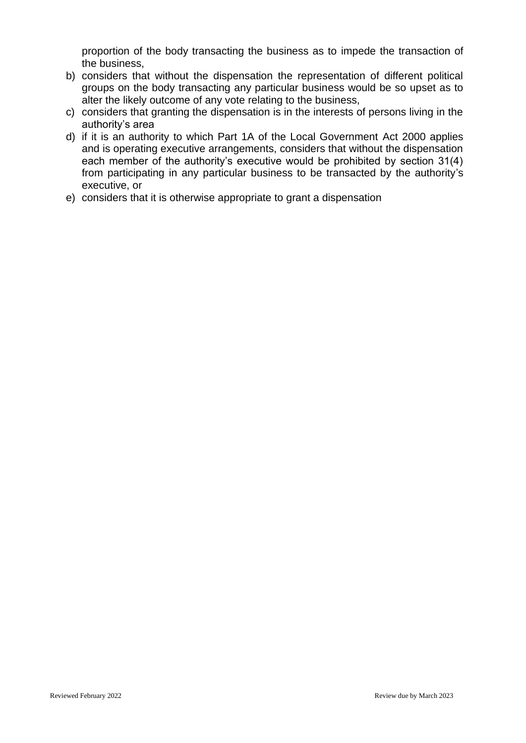proportion of the body transacting the business as to impede the transaction of the business,

b) considers that without the dispensation the representation of different political groups on the body transacting any particular business would be so upset as to alter the likely outcome of any vote relating to the business,
c) considers that granting the dispensation is in the interests of persons living in the authority's area
d) if it is an authority to which Part 1A of the Local Government Act 2000 applies and is operating executive arrangements, considers that without the dispensation each member of the authority's executive would be prohibited by section 31(4) from participating in any particular business to be transacted by the authority's executive, or
e) considers that it is otherwise appropriate to grant a dispensation